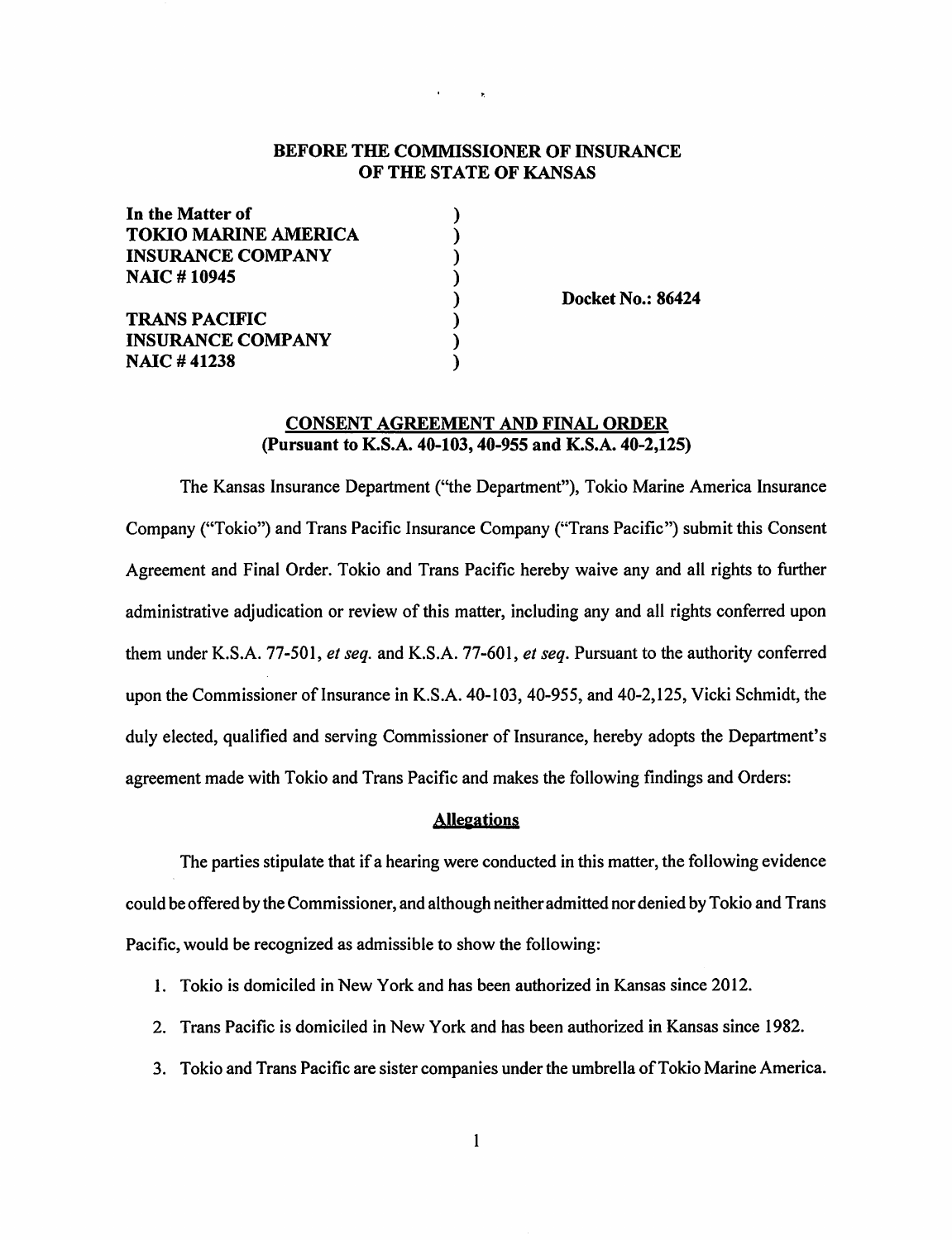**BEFORE THE COMMISSIONER OF INSURANCE**
**OF THE STATE OF KANSAS**

| | | |
|---|---|---|
| **In the Matter of** | ) | |
| **TOKIO MARINE AMERICA** | ) | |
| **INSURANCE COMPANY** | ) | |
| **NAIC # 10945** | ) | |
| | ) | **Docket No.: 86424** |
| **TRANS PACIFIC** | ) | |
| **INSURANCE COMPANY** | ) | |
| **NAIC # 41238** | ) | |

**CONSENT AGREEMENT AND FINAL ORDER**
**(Pursuant to K.S.A. 40-103, 40-955 and K.S.A. 40-2,125)**

The Kansas Insurance Department ("the Department"), Tokio Marine America Insurance Company ("Tokio") and Trans Pacific Insurance Company ("Trans Pacific") submit this Consent Agreement and Final Order. Tokio and Trans Pacific hereby waive any and all rights to further administrative adjudication or review of this matter, including any and all rights conferred upon them under K.S.A. 77-501, *et seq.* and K.S.A. 77-601, *et seq.* Pursuant to the authority conferred upon the Commissioner of Insurance in K.S.A. 40-103, 40-955, and 40-2,125, Vicki Schmidt, the duly elected, qualified and serving Commissioner of Insurance, hereby adopts the Department's agreement made with Tokio and Trans Pacific and makes the following findings and Orders:

## Allegations

The parties stipulate that if a hearing were conducted in this matter, the following evidence could be offered by the Commissioner, and although neither admitted nor denied by Tokio and Trans Pacific, would be recognized as admissible to show the following:

1. Tokio is domiciled in New York and has been authorized in Kansas since 2012.
2. Trans Pacific is domiciled in New York and has been authorized in Kansas since 1982.
3. Tokio and Trans Pacific are sister companies under the umbrella of Tokio Marine America.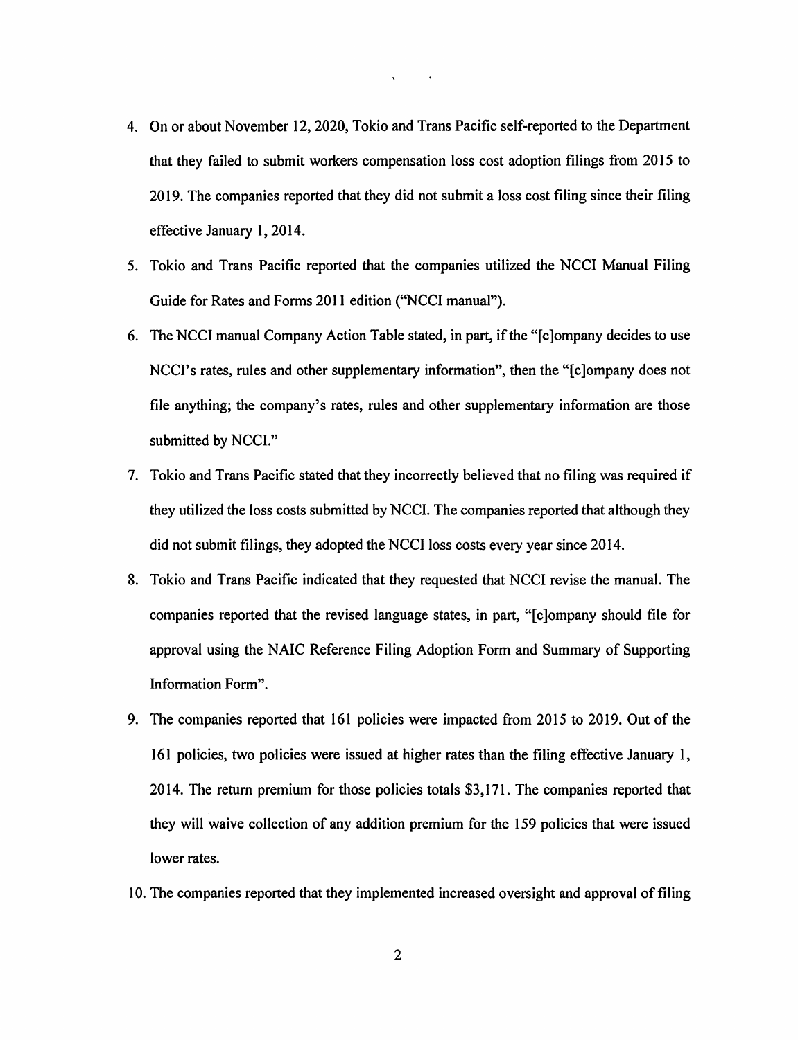4. On or about November 12, 2020, Tokio and Trans Pacific self-reported to the Department that they failed to submit workers compensation loss cost adoption filings from 2015 to 2019. The companies reported that they did not submit a loss cost filing since their filing effective January 1, 2014.

5. Tokio and Trans Pacific reported that the companies utilized the NCCI Manual Filing Guide for Rates and Forms 2011 edition ("NCCI manual").

6. The NCCI manual Company Action Table stated, in part, if the "[c]ompany decides to use NCCI's rates, rules and other supplementary information", then the "[c]ompany does not file anything; the company's rates, rules and other supplementary information are those submitted by NCCI."

7. Tokio and Trans Pacific stated that they incorrectly believed that no filing was required if they utilized the loss costs submitted by NCCI. The companies reported that although they did not submit filings, they adopted the NCCI loss costs every year since 2014.

8. Tokio and Trans Pacific indicated that they requested that NCCI revise the manual. The companies reported that the revised language states, in part, "[c]ompany should file for approval using the NAIC Reference Filing Adoption Form and Summary of Supporting Information Form".

9. The companies reported that 161 policies were impacted from 2015 to 2019. Out of the 161 policies, two policies were issued at higher rates than the filing effective January 1, 2014. The return premium for those policies totals $3,171. The companies reported that they will waive collection of any addition premium for the 159 policies that were issued lower rates.

10. The companies reported that they implemented increased oversight and approval of filing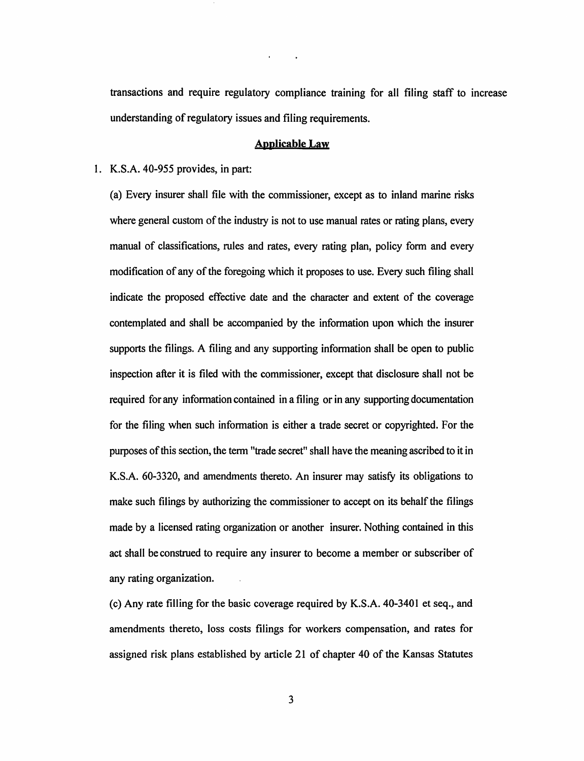transactions and require regulatory compliance training for all filing staff to increase understanding of regulatory issues and filing requirements.

## Applicable Law

1. K.S.A. 40-955 provides, in part:

   (a) Every insurer shall file with the commissioner, except as to inland marine risks where general custom of the industry is not to use manual rates or rating plans, every manual of classifications, rules and rates, every rating plan, policy form and every modification of any of the foregoing which it proposes to use. Every such filing shall indicate the proposed effective date and the character and extent of the coverage contemplated and shall be accompanied by the information upon which the insurer supports the filings. A filing and any supporting information shall be open to public inspection after it is filed with the commissioner, except that disclosure shall not be required for any information contained in a filing or in any supporting documentation for the filing when such information is either a trade secret or copyrighted. For the purposes of this section, the term "trade secret" shall have the meaning ascribed to it in K.S.A. 60-3320, and amendments thereto. An insurer may satisfy its obligations to make such filings by authorizing the commissioner to accept on its behalf the filings made by a licensed rating organization or another insurer. Nothing contained in this act shall be construed to require any insurer to become a member or subscriber of any rating organization.

   (c) Any rate filling for the basic coverage required by K.S.A. 40-3401 et seq., and amendments thereto, loss costs filings for workers compensation, and rates for assigned risk plans established by article 21 of chapter 40 of the Kansas Statutes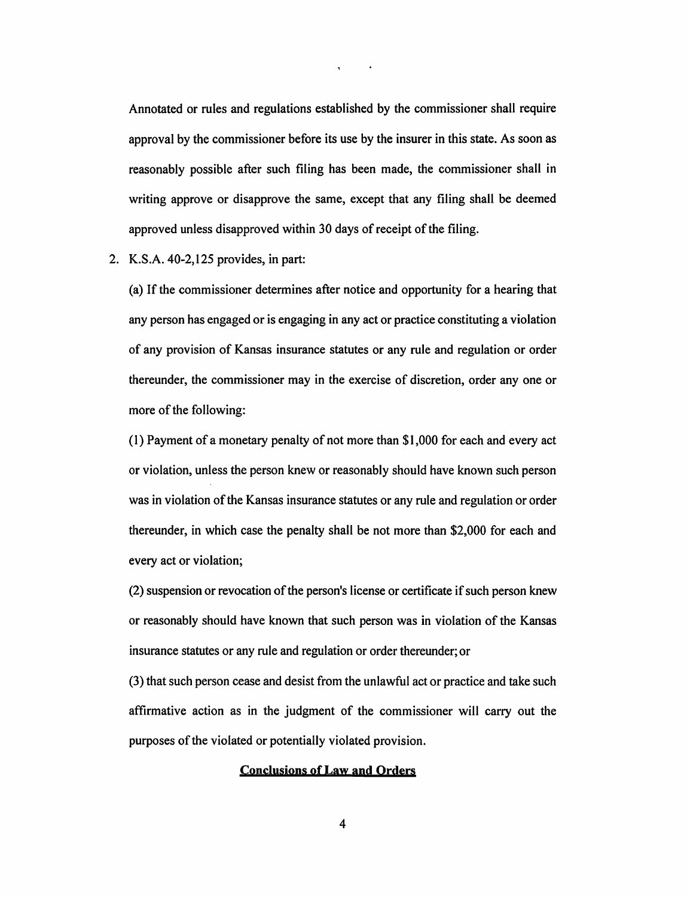Annotated or rules and regulations established by the commissioner shall require approval by the commissioner before its use by the insurer in this state. As soon as reasonably possible after such filing has been made, the commissioner shall in writing approve or disapprove the same, except that any filing shall be deemed approved unless disapproved within 30 days of receipt of the filing.

2. K.S.A. 40-2,125 provides, in part:

   (a) If the commissioner determines after notice and opportunity for a hearing that any person has engaged or is engaging in any act or practice constituting a violation of any provision of Kansas insurance statutes or any rule and regulation or order thereunder, the commissioner may in the exercise of discretion, order any one or more of the following:

   (1) Payment of a monetary penalty of not more than $1,000 for each and every act or violation, unless the person knew or reasonably should have known such person was in violation of the Kansas insurance statutes or any rule and regulation or order thereunder, in which case the penalty shall be not more than $2,000 for each and every act or violation;

   (2) suspension or revocation of the person's license or certificate if such person knew or reasonably should have known that such person was in violation of the Kansas insurance statutes or any rule and regulation or order thereunder; or

   (3) that such person cease and desist from the unlawful act or practice and take such affirmative action as in the judgment of the commissioner will carry out the purposes of the violated or potentially violated provision.

## Conclusions of Law and Orders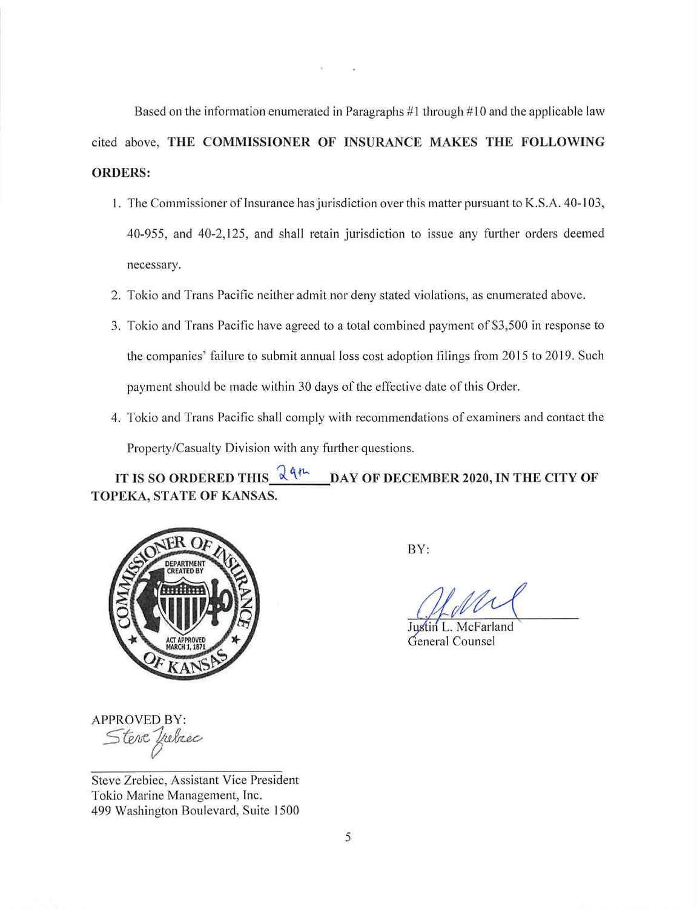Based on the information enumerated in Paragraphs #1 through #10 and the applicable law cited above, **THE COMMISSIONER OF INSURANCE MAKES THE FOLLOWING ORDERS:**

1. The Commissioner of Insurance has jurisdiction over this matter pursuant to K.S.A. 40-103, 40-955, and 40-2,125, and shall retain jurisdiction to issue any further orders deemed necessary.
2. Tokio and Trans Pacific neither admit nor deny stated violations, as enumerated above.
3. Tokio and Trans Pacific have agreed to a total combined payment of $3,500 in response to the companies' failure to submit annual loss cost adoption filings from 2015 to 2019. Such payment should be made within 30 days of the effective date of this Order.
4. Tokio and Trans Pacific shall comply with recommendations of examiners and contact the Property/Casualty Division with any further questions.

**IT IS SO ORDERED THIS 24th DAY OF DECEMBER 2020, IN THE CITY OF TOPEKA, STATE OF KANSAS.**

BY:

Justin L. McFarland
General Counsel

APPROVED BY:

Steve Zrebiec

Steve Zrebiec, Assistant Vice President
Tokio Marine Management, Inc.
499 Washington Boulevard, Suite 1500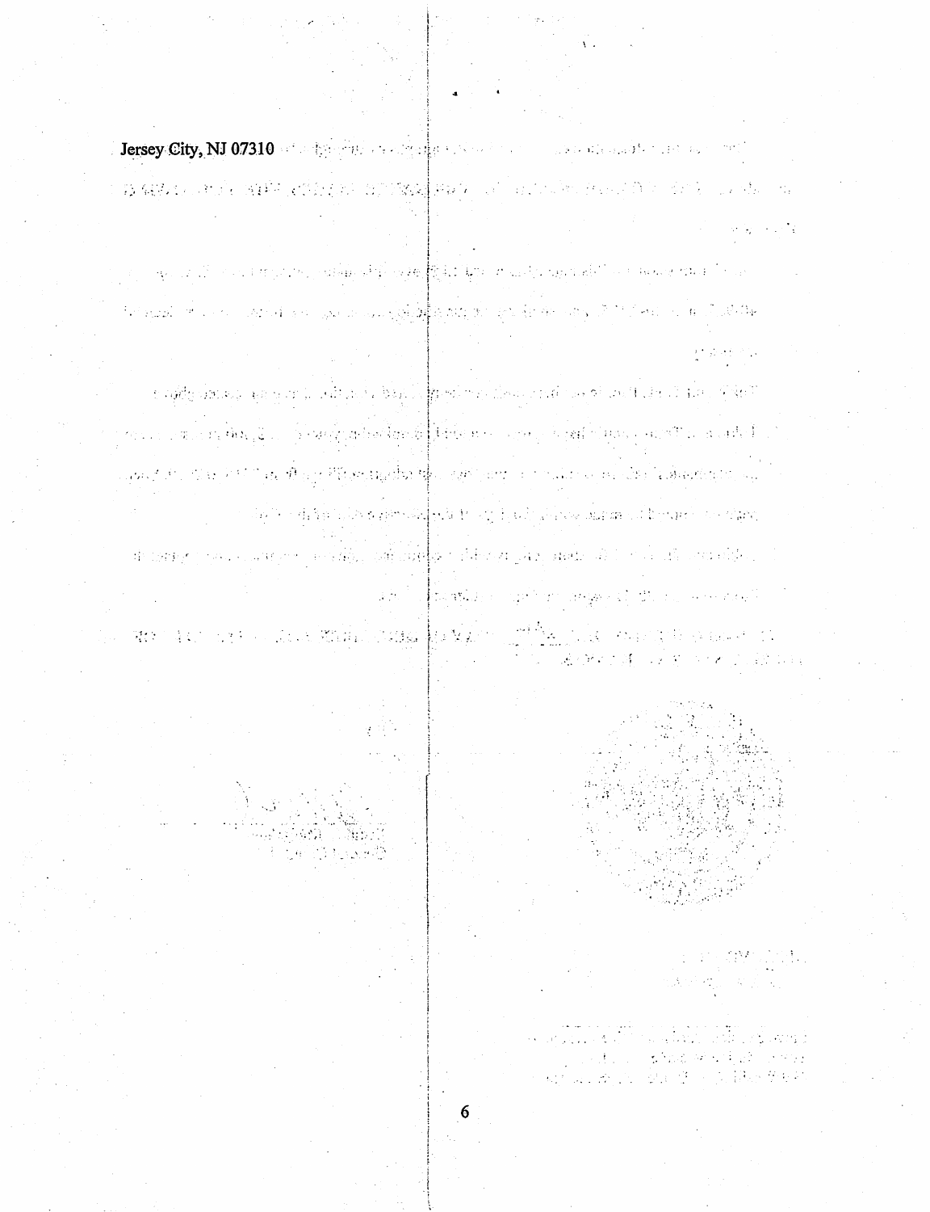Jersey City, NJ 07310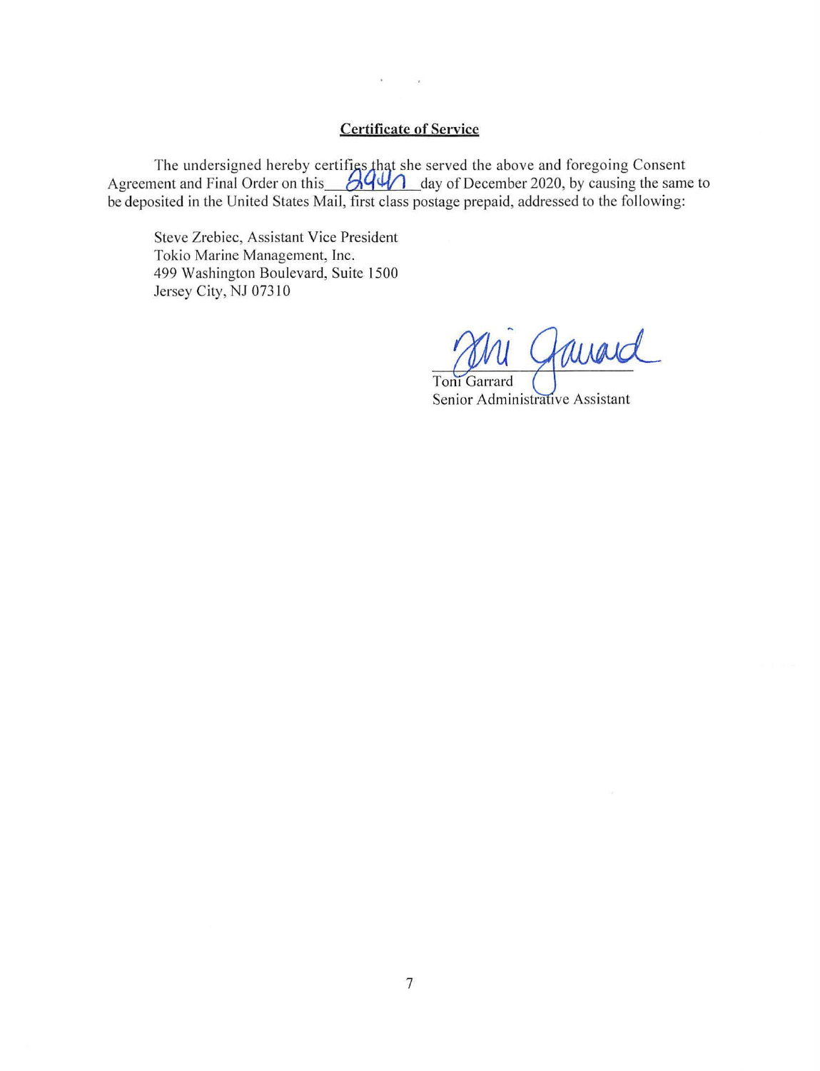## Certificate of Service

The undersigned hereby certifies that she served the above and foregoing Consent Agreement and Final Order on this 29th day of December 2020, by causing the same to be deposited in the United States Mail, first class postage prepaid, addressed to the following:

Steve Zrebiec, Assistant Vice President
Tokio Marine Management, Inc.
499 Washington Boulevard, Suite 1500
Jersey City, NJ 07310

Toni Garrard
Senior Administrative Assistant